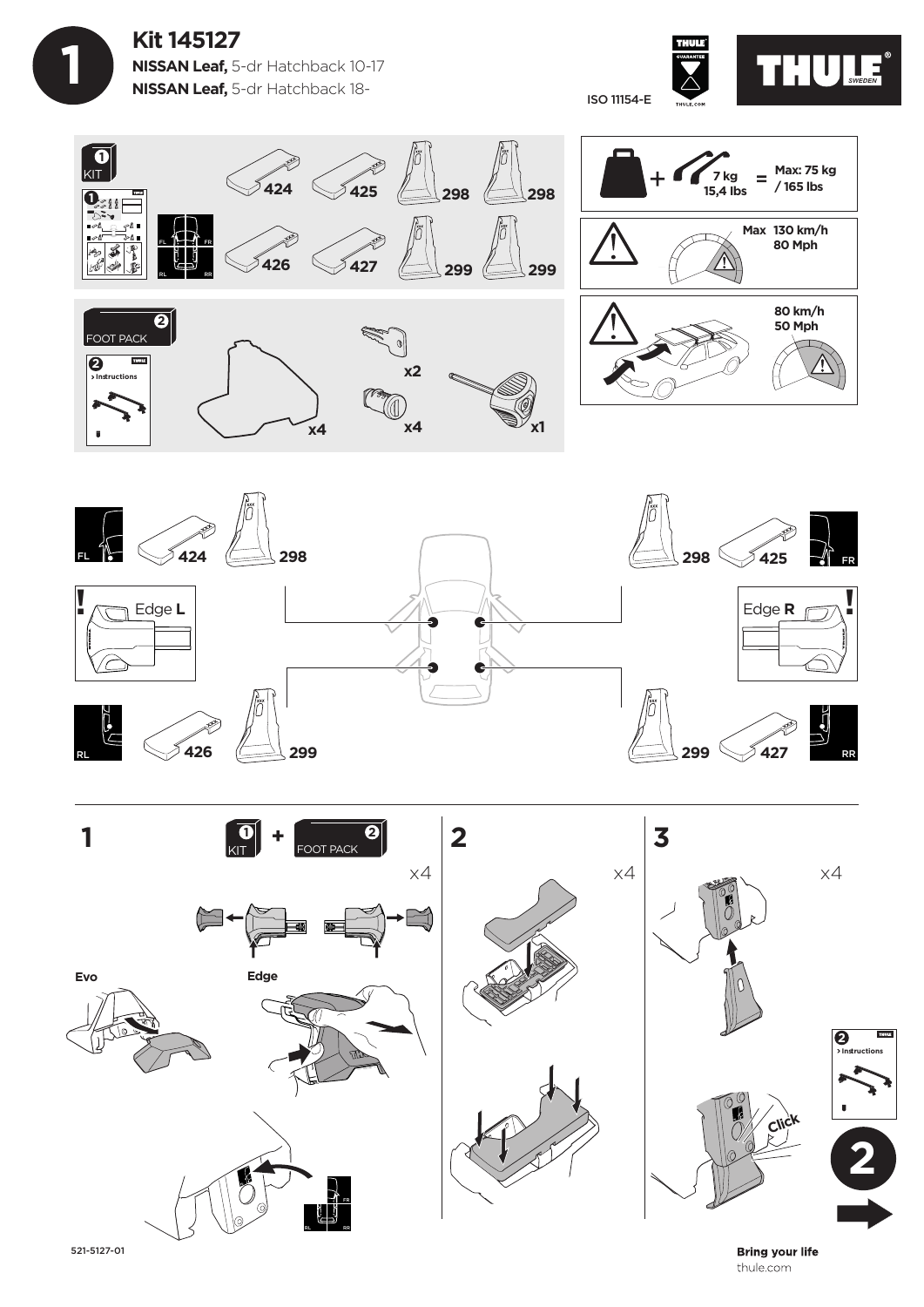# 1

## Kit 145127

**NISSAN Leaf,** 5-dr Hatchback 10-17
**NISSAN Leaf,** 5-dr Hatchback 18-

ISO 11154-E

THULE SWEDEN

### 1 KIT

424, 425, 298, 298
426, 427, 299, 299

FL, FR, RL, RR

### 2 FOOT PACK

2 > Instructions

x4, x2, x4, x1

7 kg / 15,4 lbs = Max: 75 kg / 165 lbs

Max 130 km/h / 80 Mph

80 km/h / 50 Mph

FL 424 298 — 298 425 FR

Edge **L** — Edge **R**

RL 426 299 — 299 427 RR

### 1

1 KIT + 2 FOOT PACK

x4

Evo

Edge

FL, FR, RL, RR

### 2

x4

### 3

x4

Click

2 > Instructions

2

521-5127-01

**Bring your life**
thule.com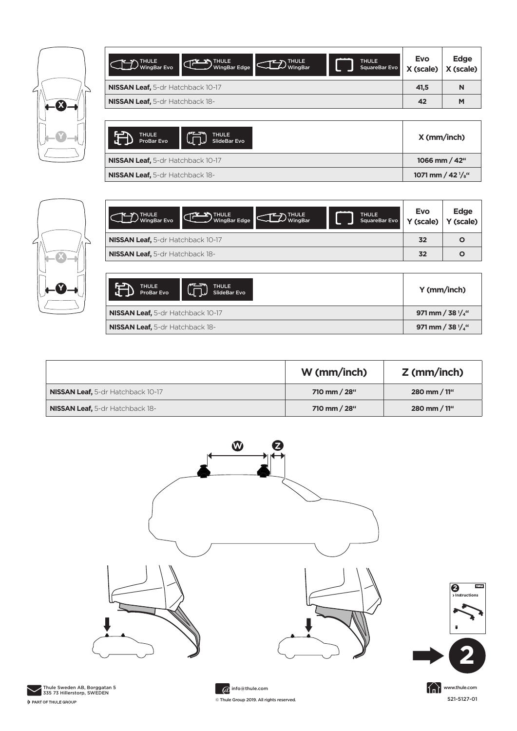| THULE WingBar Evo / THULE WingBar Edge / THULE WingBar / THULE SquareBar Evo | Evo X (scale) | Edge X (scale) |
|---|---|---|
| **NISSAN Leaf,** 5-dr Hatchback 10-17 | 41,5 | N |
| **NISSAN Leaf,** 5-dr Hatchback 18- | 42 | M |

| THULE ProBar Evo / THULE SlideBar Evo | X (mm/inch) |
|---|---|
| **NISSAN Leaf,** 5-dr Hatchback 10-17 | 1066 mm / 42“ |
| **NISSAN Leaf,** 5-dr Hatchback 18- | 1071 mm / 42 1/8“ |

| THULE WingBar Evo / THULE WingBar Edge / THULE WingBar / THULE SquareBar Evo | Evo Y (scale) | Edge Y (scale) |
|---|---|---|
| **NISSAN Leaf,** 5-dr Hatchback 10-17 | 32 | O |
| **NISSAN Leaf,** 5-dr Hatchback 18- | 32 | O |

| THULE ProBar Evo / THULE SlideBar Evo | Y (mm/inch) |
|---|---|
| **NISSAN Leaf,** 5-dr Hatchback 10-17 | 971 mm / 38 1/4“ |
| **NISSAN Leaf,** 5-dr Hatchback 18- | 971 mm / 38 1/4“ |

| | W (mm/inch) | Z (mm/inch) |
|---|---|---|
| **NISSAN Leaf,** 5-dr Hatchback 10-17 | 710 mm / 28“ | 280 mm / 11“ |
| **NISSAN Leaf,** 5-dr Hatchback 18- | 710 mm / 28“ | 280 mm / 11“ |

W Z

2

Thule Sweden AB, Borggatan 5
335 73 Hillerstorp, SWEDEN

PART OF THULE GROUP

info@thule.com

© Thule Group 2019. All rights reserved.

www.thule.com

521-5127-01